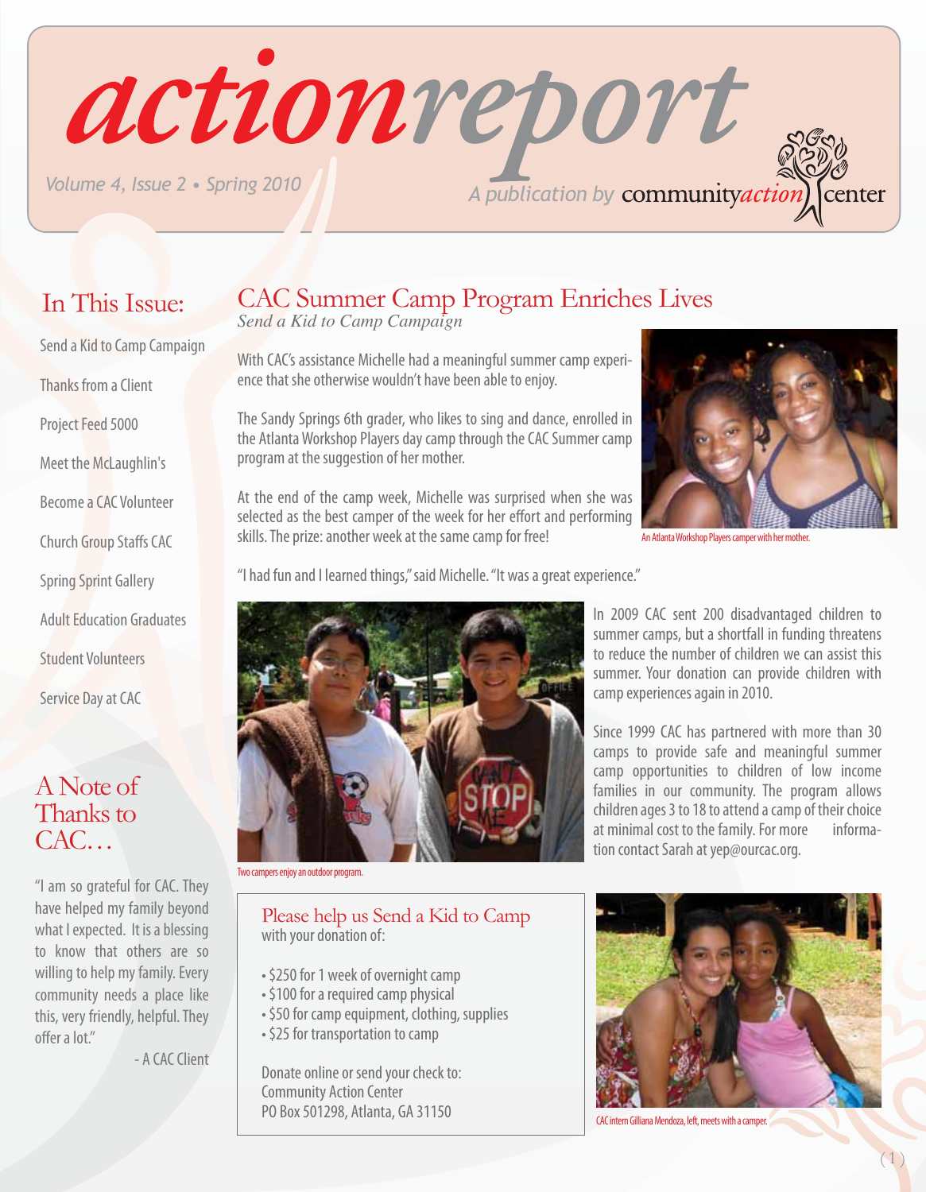# actionreport

*Volume 4, Issue 2 • Spring 2010*

*A publication by* community*action* center

## In This Issue:

- Send a Kid to Camp Campaign
- Thanks from a Client
- Project Feed 5000
- Meet the McLaughlin's
- Become a CAC Volunteer
- Church Group Staffs CAC
- Spring Sprint Gallery
- Adult Education Graduates
- Student Volunteers
- Service Day at CAC

## A Note of Thanks to CAC…

"I am so grateful for CAC. They have helped my family beyond what I expected. It is a blessing to know that others are so willing to help my family. Every community needs a place like this, very friendly, helpful. They offer a lot."

- A CAC Client

## CAC Summer Camp Program Enriches Lives

*Send a Kid to Camp Campaign*

With CAC's assistance Michelle had a meaningful summer camp experience that she otherwise wouldn't have been able to enjoy.

The Sandy Springs 6th grader, who likes to sing and dance, enrolled in the Atlanta Workshop Players day camp through the CAC Summer camp program at the suggestion of her mother.

At the end of the camp week, Michelle was surprised when she was selected as the best camper of the week for her effort and performing skills. The prize: another week at the same camp for free!

An Atlanta Workshop Players camper with her mother.

"I had fun and I learned things," said Michelle. "It was a great experience."

Two campers enjoy an outdoor program.

In 2009 CAC sent 200 disadvantaged children to summer camps, but a shortfall in funding threatens to reduce the number of children we can assist this summer. Your donation can provide children with camp experiences again in 2010.

Since 1999 CAC has partnered with more than 30 camps to provide safe and meaningful summer camp opportunities to children of low income families in our community. The program allows children ages 3 to 18 to attend a camp of their choice at minimal cost to the family. For more information contact Sarah at yep@ourcac.org.

### Please help us Send a Kid to Camp

with your donation of:

- $250 for 1 week of overnight camp
- $100 for a required camp physical
- $50 for camp equipment, clothing, supplies
- $25 for transportation to camp

Donate online or send your check to:
Community Action Center
PO Box 501298, Atlanta, GA 31150

CAC intern Gilliana Mendoza, left, meets with a camper.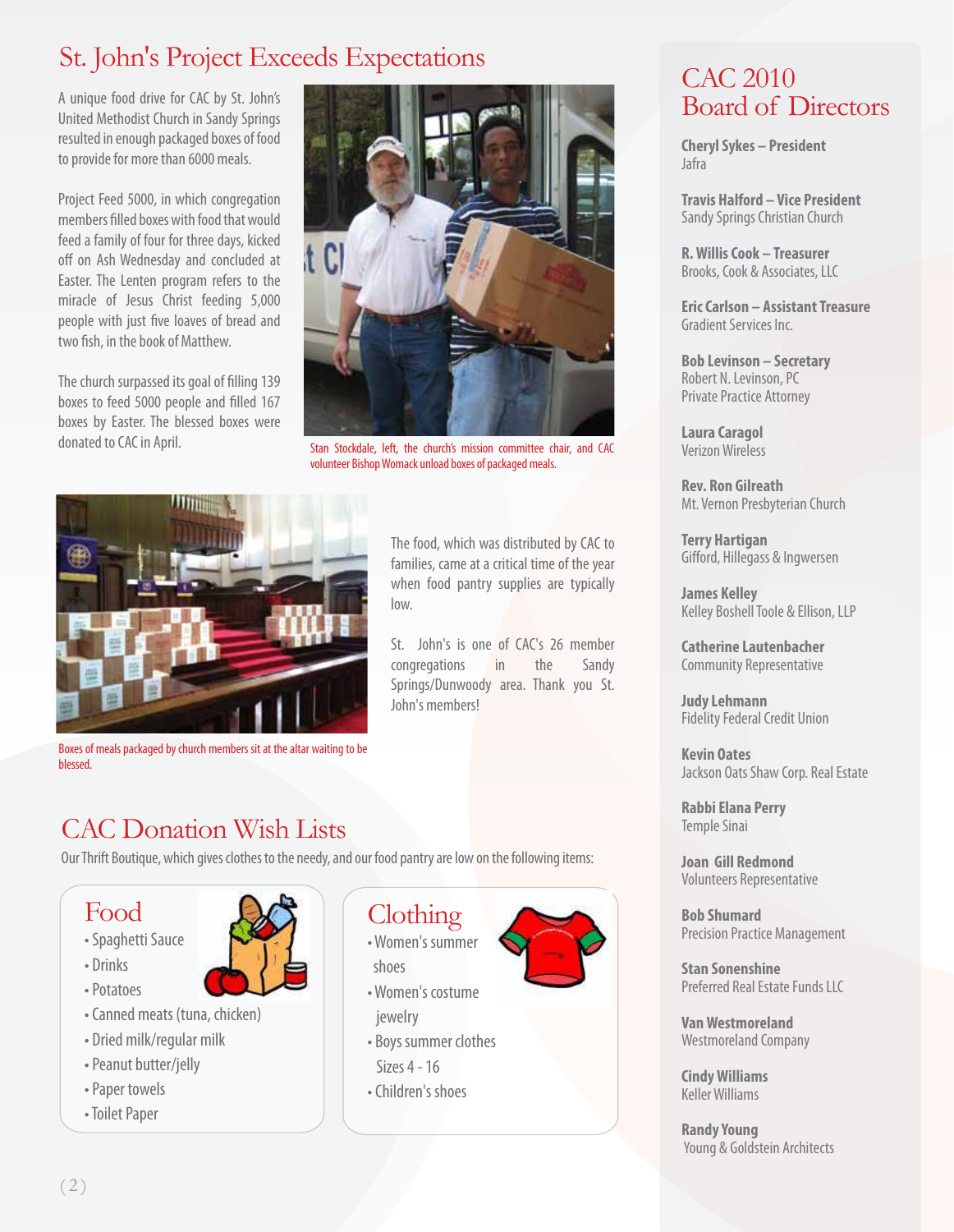# St. John's Project Exceeds Expectations

A unique food drive for CAC by St. John's United Methodist Church in Sandy Springs resulted in enough packaged boxes of food to provide for more than 6000 meals.

Project Feed 5000, in which congregation members filled boxes with food that would feed a family of four for three days, kicked off on Ash Wednesday and concluded at Easter. The Lenten program refers to the miracle of Jesus Christ feeding 5,000 people with just five loaves of bread and two fish, in the book of Matthew.

The church surpassed its goal of filling 139 boxes to feed 5000 people and filled 167 boxes by Easter. The blessed boxes were donated to CAC in April.

Stan Stockdale, left, the church's mission committee chair, and CAC volunteer Bishop Womack unload boxes of packaged meals.

Boxes of meals packaged by church members sit at the altar waiting to be blessed.

The food, which was distributed by CAC to families, came at a critical time of the year when food pantry supplies are typically low.

St. John's is one of CAC's 26 member congregations in the Sandy Springs/Dunwoody area. Thank you St. John's members!

# CAC Donation Wish Lists

Our Thrift Boutique, which gives clothes to the needy, and our food pantry are low on the following items:

## Food

- Spaghetti Sauce
- Drinks
- Potatoes
- Canned meats (tuna, chicken)
- Dried milk/regular milk
- Peanut butter/jelly
- Paper towels
- Toilet Paper

## Clothing

- Women's summer shoes
- Women's costume jewelry
- Boys summer clothes Sizes 4 - 16
- Children's shoes

# CAC 2010 Board of Directors

**Cheryl Sykes – President**
Jafra

**Travis Halford – Vice President**
Sandy Springs Christian Church

**R. Willis Cook – Treasurer**
Brooks, Cook & Associates, LLC

**Eric Carlson – Assistant Treasure**
Gradient Services Inc.

**Bob Levinson – Secretary**
Robert N. Levinson, PC
Private Practice Attorney

**Laura Caragol**
Verizon Wireless

**Rev. Ron Gilreath**
Mt. Vernon Presbyterian Church

**Terry Hartigan**
Gifford, Hillegass & Ingwersen

**James Kelley**
Kelley Boshell Toole & Ellison, LLP

**Catherine Lautenbacher**
Community Representative

**Judy Lehmann**
Fidelity Federal Credit Union

**Kevin Oates**
Jackson Oats Shaw Corp. Real Estate

**Rabbi Elana Perry**
Temple Sinai

**Joan Gill Redmond**
Volunteers Representative

**Bob Shumard**
Precision Practice Management

**Stan Sonenshine**
Preferred Real Estate Funds LLC

**Van Westmoreland**
Westmoreland Company

**Cindy Williams**
Keller Williams

**Randy Young**
Young & Goldstein Architects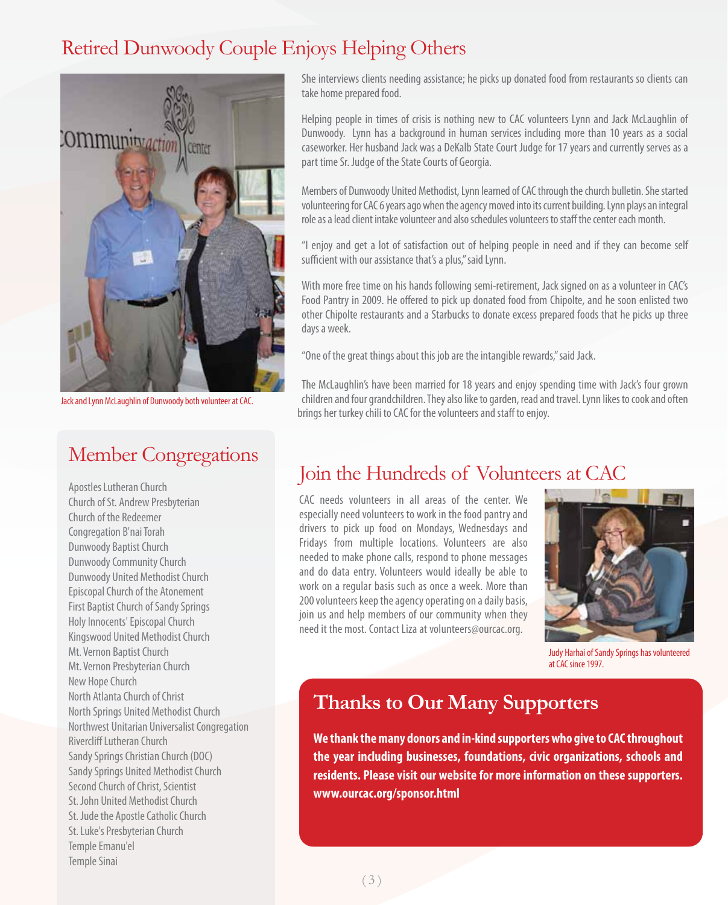# Retired Dunwoody Couple Enjoys Helping Others

Jack and Lynn McLaughlin of Dunwoody both volunteer at CAC.

She interviews clients needing assistance; he picks up donated food from restaurants so clients can take home prepared food.

Helping people in times of crisis is nothing new to CAC volunteers Lynn and Jack McLaughlin of Dunwoody. Lynn has a background in human services including more than 10 years as a social caseworker. Her husband Jack was a DeKalb State Court Judge for 17 years and currently serves as a part time Sr. Judge of the State Courts of Georgia.

Members of Dunwoody United Methodist, Lynn learned of CAC through the church bulletin. She started volunteering for CAC 6 years ago when the agency moved into its current building. Lynn plays an integral role as a lead client intake volunteer and also schedules volunteers to staff the center each month.

"I enjoy and get a lot of satisfaction out of helping people in need and if they can become self sufficient with our assistance that's a plus," said Lynn.

With more free time on his hands following semi-retirement, Jack signed on as a volunteer in CAC's Food Pantry in 2009. He offered to pick up donated food from Chipolte, and he soon enlisted two other Chipolte restaurants and a Starbucks to donate excess prepared foods that he picks up three days a week.

"One of the great things about this job are the intangible rewards," said Jack.

The McLaughlin's have been married for 18 years and enjoy spending time with Jack's four grown children and four grandchildren. They also like to garden, read and travel. Lynn likes to cook and often brings her turkey chili to CAC for the volunteers and staff to enjoy.

## Member Congregations

Apostles Lutheran Church
Church of St. Andrew Presbyterian
Church of the Redeemer
Congregation B'nai Torah
Dunwoody Baptist Church
Dunwoody Community Church
Dunwoody United Methodist Church
Episcopal Church of the Atonement
First Baptist Church of Sandy Springs
Holy Innocents' Episcopal Church
Kingswood United Methodist Church
Mt. Vernon Baptist Church
Mt. Vernon Presbyterian Church
New Hope Church
North Atlanta Church of Christ
North Springs United Methodist Church
Northwest Unitarian Universalist Congregation
Rivercliff Lutheran Church
Sandy Springs Christian Church (DOC)
Sandy Springs United Methodist Church
Second Church of Christ, Scientist
St. John United Methodist Church
St. Jude the Apostle Catholic Church
St. Luke's Presbyterian Church
Temple Emanu'el
Temple Sinai

# Join the Hundreds of Volunteers at CAC

CAC needs volunteers in all areas of the center. We especially need volunteers to work in the food pantry and drivers to pick up food on Mondays, Wednesdays and Fridays from multiple locations. Volunteers are also needed to make phone calls, respond to phone messages and do data entry. Volunteers would ideally be able to work on a regular basis such as once a week. More than 200 volunteers keep the agency operating on a daily basis, join us and help members of our community when they need it the most. Contact Liza at volunteers@ourcac.org.

Judy Harhai of Sandy Springs has volunteered at CAC since 1997.

## Thanks to Our Many Supporters

**We thank the many donors and in-kind supporters who give to CAC throughout the year including businesses, foundations, civic organizations, schools and residents. Please visit our website for more information on these supporters. www.ourcac.org/sponsor.html**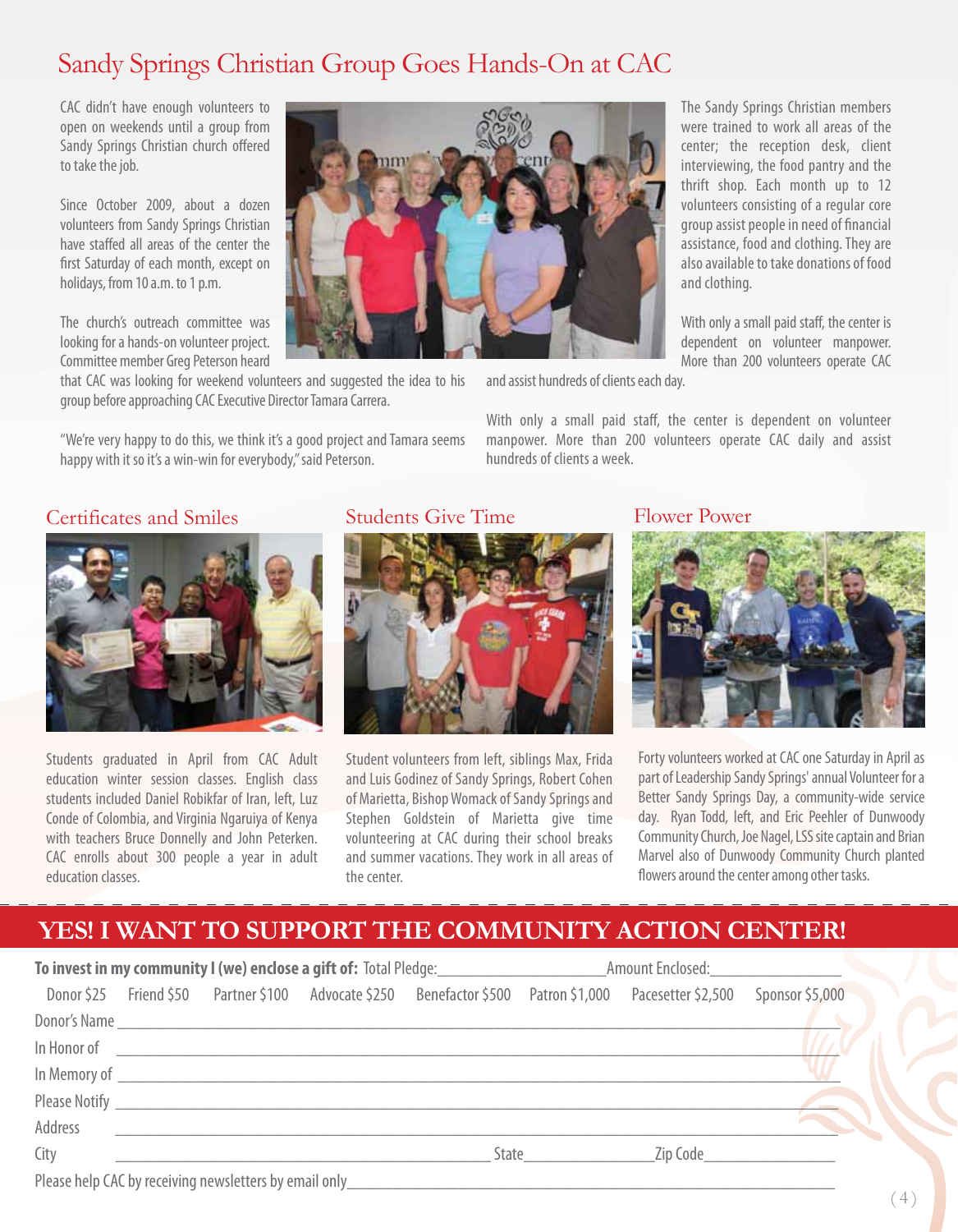# Sandy Springs Christian Group Goes Hands-On at CAC

CAC didn't have enough volunteers to open on weekends until a group from Sandy Springs Christian church offered to take the job.

Since October 2009, about a dozen volunteers from Sandy Springs Christian have staffed all areas of the center the first Saturday of each month, except on holidays, from 10 a.m. to 1 p.m.

The church's outreach committee was looking for a hands-on volunteer project. Committee member Greg Peterson heard that CAC was looking for weekend volunteers and suggested the idea to his group before approaching CAC Executive Director Tamara Carrera.

"We're very happy to do this, we think it's a good project and Tamara seems happy with it so it's a win-win for everybody," said Peterson.

The Sandy Springs Christian members were trained to work all areas of the center; the reception desk, client interviewing, the food pantry and the thrift shop. Each month up to 12 volunteers consisting of a regular core group assist people in need of financial assistance, food and clothing. They are also available to take donations of food and clothing.

With only a small paid staff, the center is dependent on volunteer manpower. More than 200 volunteers operate CAC and assist hundreds of clients each day.

With only a small paid staff, the center is dependent on volunteer manpower. More than 200 volunteers operate CAC daily and assist hundreds of clients a week.

## Certificates and Smiles

Students graduated in April from CAC Adult education winter session classes. English class students included Daniel Robikfar of Iran, left, Luz Conde of Colombia, and Virginia Ngaruiya of Kenya with teachers Bruce Donnelly and John Peterken. CAC enrolls about 300 people a year in adult education classes.

## Students Give Time

Student volunteers from left, siblings Max, Frida and Luis Godinez of Sandy Springs, Robert Cohen of Marietta, Bishop Womack of Sandy Springs and Stephen Goldstein of Marietta give time volunteering at CAC during their school breaks and summer vacations. They work in all areas of the center.

## Flower Power

Forty volunteers worked at CAC one Saturday in April as part of Leadership Sandy Springs' annual Volunteer for a Better Sandy Springs Day, a community-wide service day. Ryan Todd, left, and Eric Peehler of Dunwoody Community Church, Joe Nagel, LSS site captain and Brian Marvel also of Dunwoody Community Church planted flowers around the center among other tasks.

## YES! I WANT TO SUPPORT THE COMMUNITY ACTION CENTER!

**To invest in my community I (we) enclose a gift of:** Total Pledge:____________________Amount Enclosed:________________

Donor $25 Friend $50 Partner $100 Advocate $250 Benefactor $500 Patron $1,000 Pacesetter $2,500 Sponsor $5,000

Donor's Name ____________________________________________

In Honor of ____________________________________________

In Memory of ____________________________________________

Please Notify ____________________________________________

Address ____________________________________________

City ______________________________ State________________ Zip Code________________

Please help CAC by receiving newsletters by email only____________________________________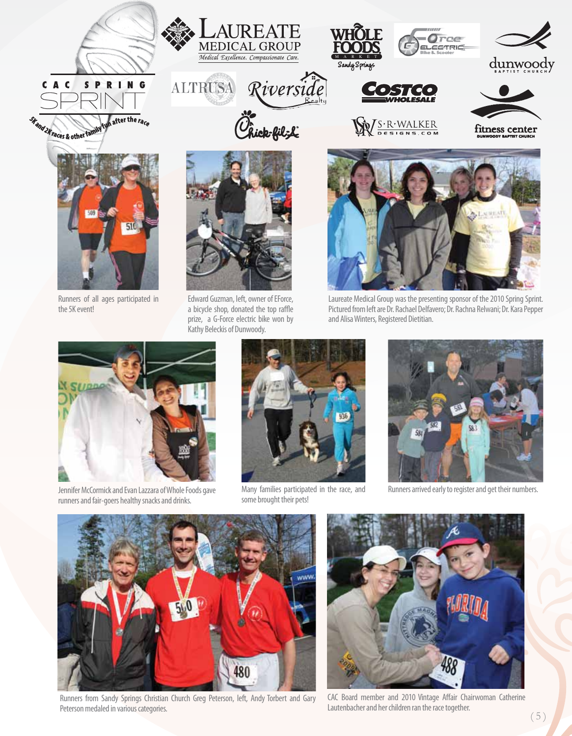CAC SPRING

SPRINT

5K and 2K races & other family fun after the race

Laureate Medical Group — Medical Excellence. Compassionate Care.

Whole Foods Market Sandy Springs

Force Electric Bike & Scooter

dunwoody baptist church

Altrusa

Riverside Realty

Costco Wholesale

Chick-fil-A

S·R·Walker Designs.com

fitness center Dunwoody Baptist Church

Runners of all ages participated in the 5K event!

Edward Guzman, left, owner of EForce, a bicycle shop, donated the top raffle prize, a G-Force electric bike won by Kathy Beleckis of Dunwoody.

Laureate Medical Group was the presenting sponsor of the 2010 Spring Sprint. Pictured from left are Dr. Rachael Delfavero; Dr. Rachna Relwani; Dr. Kara Pepper and Alisa Winters, Registered Dietitian.

Jennifer McCormick and Evan Lazzara of Whole Foods gave runners and fair-goers healthy snacks and drinks.

Many families participated in the race, and some brought their pets!

Runners arrived early to register and get their numbers.

Runners from Sandy Springs Christian Church Greg Peterson, left, Andy Torbert and Gary Peterson medaled in various categories.

CAC Board member and 2010 Vintage Affair Chairwoman Catherine Lautenbacher and her children ran the race together.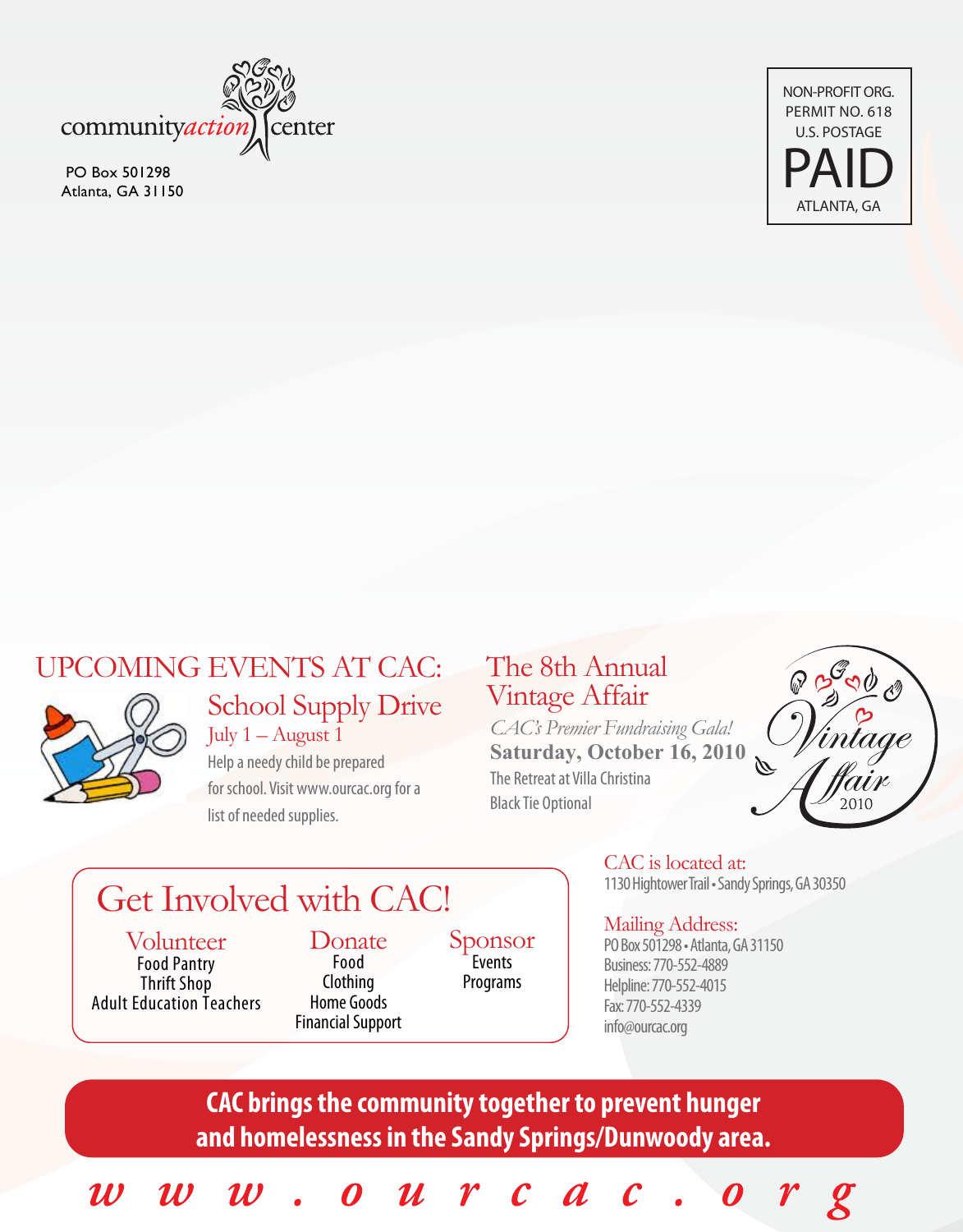community*action*center

PO Box 501298
Atlanta, GA 31150

NON-PROFIT ORG.
PERMIT NO. 618
U.S. POSTAGE
PAID
ATLANTA, GA

## UPCOMING EVENTS AT CAC:

### School Supply Drive

July 1 – August 1

Help a needy child be prepared for school. Visit www.ourcac.org for a list of needed supplies.

### The 8th Annual Vintage Affair

*CAC's Premier Fundraising Gala!*

**Saturday, October 16, 2010**

The Retreat at Villa Christina

Black Tie Optional

Vintage Affair 2010

## Get Involved with CAC!

**Volunteer**
- Food Pantry
- Thrift Shop
- Adult Education Teachers

**Donate**
- Food
- Clothing
- Home Goods
- Financial Support

**Sponsor**
- Events
- Programs

CAC is located at:
1130 Hightower Trail • Sandy Springs, GA 30350

Mailing Address:
PO Box 501298 • Atlanta, GA 31150
Business: 770-552-4889
Helpline: 770-552-4015
Fax: 770-552-4339
info@ourcac.org

**CAC brings the community together to prevent hunger and homelessness in the Sandy Springs/Dunwoody area.**

*www.ourcac.org*